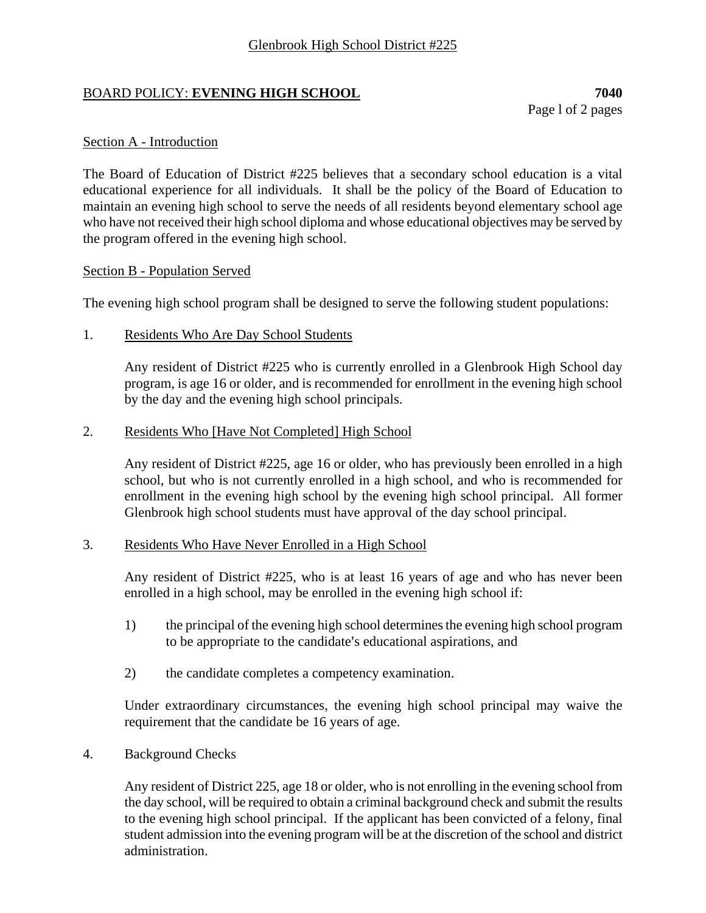Glenbrook High School District #225

# BOARD POLICY: **EVENING HIGH SCHOOL** **7040**

## Section A - Introduction

The Board of Education of District #225 believes that a secondary school education is a vital educational experience for all individuals. It shall be the policy of the Board of Education to maintain an evening high school to serve the needs of all residents beyond elementary school age who have not received their high school diploma and whose educational objectives may be served by the program offered in the evening high school.

## Section B - Population Served

The evening high school program shall be designed to serve the following student populations:

1. Residents Who Are Day School Students

   Any resident of District #225 who is currently enrolled in a Glenbrook High School day program, is age 16 or older, and is recommended for enrollment in the evening high school by the day and the evening high school principals.

2. Residents Who [Have Not Completed] High School

   Any resident of District #225, age 16 or older, who has previously been enrolled in a high school, but who is not currently enrolled in a high school, and who is recommended for enrollment in the evening high school by the evening high school principal. All former Glenbrook high school students must have approval of the day school principal.

3. Residents Who Have Never Enrolled in a High School

   Any resident of District #225, who is at least 16 years of age and who has never been enrolled in a high school, may be enrolled in the evening high school if:

   1) the principal of the evening high school determines the evening high school program to be appropriate to the candidate's educational aspirations, and

   2) the candidate completes a competency examination.

   Under extraordinary circumstances, the evening high school principal may waive the requirement that the candidate be 16 years of age.

4. Background Checks

   Any resident of District 225, age 18 or older, who is not enrolling in the evening school from the day school, will be required to obtain a criminal background check and submit the results to the evening high school principal. If the applicant has been convicted of a felony, final student admission into the evening program will be at the discretion of the school and district administration.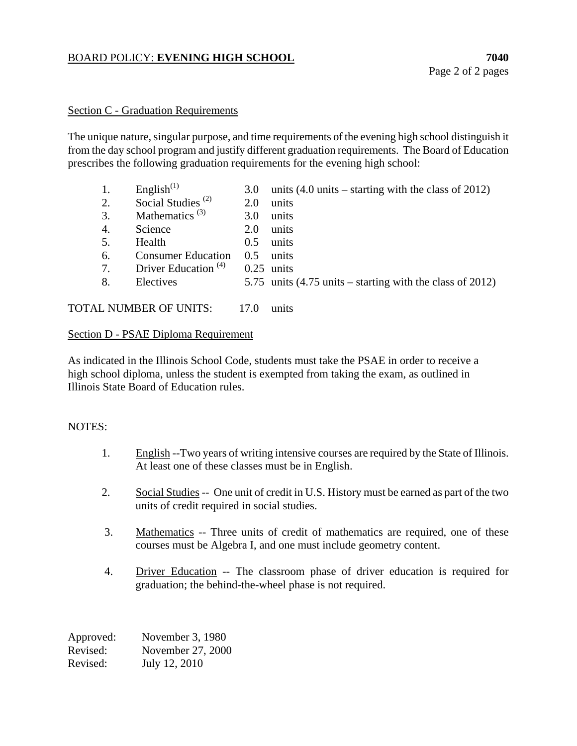BOARD POLICY: **EVENING HIGH SCHOOL** **7040**

Section C - Graduation Requirements

The unique nature, singular purpose, and time requirements of the evening high school distinguish it from the day school program and justify different graduation requirements. The Board of Education prescribes the following graduation requirements for the evening high school:

| | | | |
|---|---|---|---|
| 1. | English[1] | 3.0 | units (4.0 units – starting with the class of 2012) |
| 2. | Social Studies [2] | 2.0 | units |
| 3. | Mathematics [3] | 3.0 | units |
| 4. | Science | 2.0 | units |
| 5. | Health | 0.5 | units |
| 6. | Consumer Education | 0.5 | units |
| 7. | Driver Education [4] | 0.25 | units |
| 8. | Electives | 5.75 | units (4.75 units – starting with the class of 2012) |

TOTAL NUMBER OF UNITS: 17.0 units

Section D - PSAE Diploma Requirement

As indicated in the Illinois School Code, students must take the PSAE in order to receive a high school diploma, unless the student is exempted from taking the exam, as outlined in Illinois State Board of Education rules.

NOTES:

1. English --Two years of writing intensive courses are required by the State of Illinois. At least one of these classes must be in English.

2. Social Studies -- One unit of credit in U.S. History must be earned as part of the two units of credit required in social studies.

3. Mathematics -- Three units of credit of mathematics are required, one of these courses must be Algebra I, and one must include geometry content.

4. Driver Education -- The classroom phase of driver education is required for graduation; the behind-the-wheel phase is not required.

| | |
|---|---|
| Approved: | November 3, 1980 |
| Revised: | November 27, 2000 |
| Revised: | July 12, 2010 |